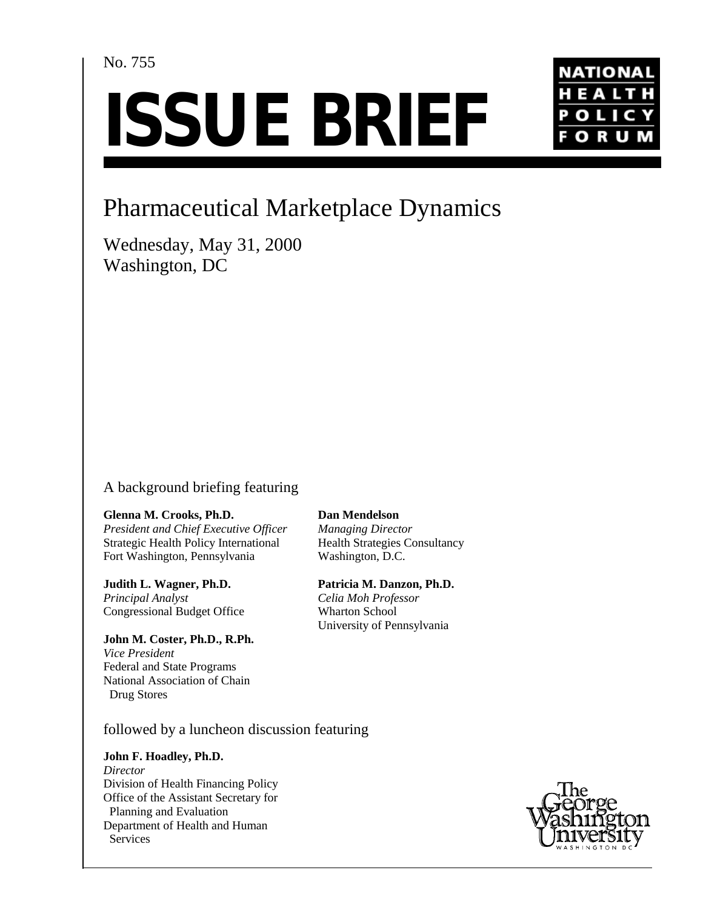No. 755

# ISSUE BRIEF

NATIONAL HEALTH POLICY FORUM

## Pharmaceutical Marketplace Dynamics

Wednesday, May 31, 2000
Washington, DC

A background briefing featuring

**Glenna M. Crooks, Ph.D.**
*President and Chief Executive Officer*
Strategic Health Policy International
Fort Washington, Pennsylvania

**Judith L. Wagner, Ph.D.**
*Principal Analyst*
Congressional Budget Office

**John M. Coster, Ph.D., R.Ph.**
*Vice President*
Federal and State Programs
National Association of Chain Drug Stores

**Dan Mendelson**
*Managing Director*
Health Strategies Consultancy
Washington, D.C.

**Patricia M. Danzon, Ph.D.**
*Celia Moh Professor*
Wharton School
University of Pennsylvania

followed by a luncheon discussion featuring

**John F. Hoadley, Ph.D.**
*Director*
Division of Health Financing Policy
Office of the Assistant Secretary for Planning and Evaluation
Department of Health and Human Services

The George Washington University
WASHINGTON DC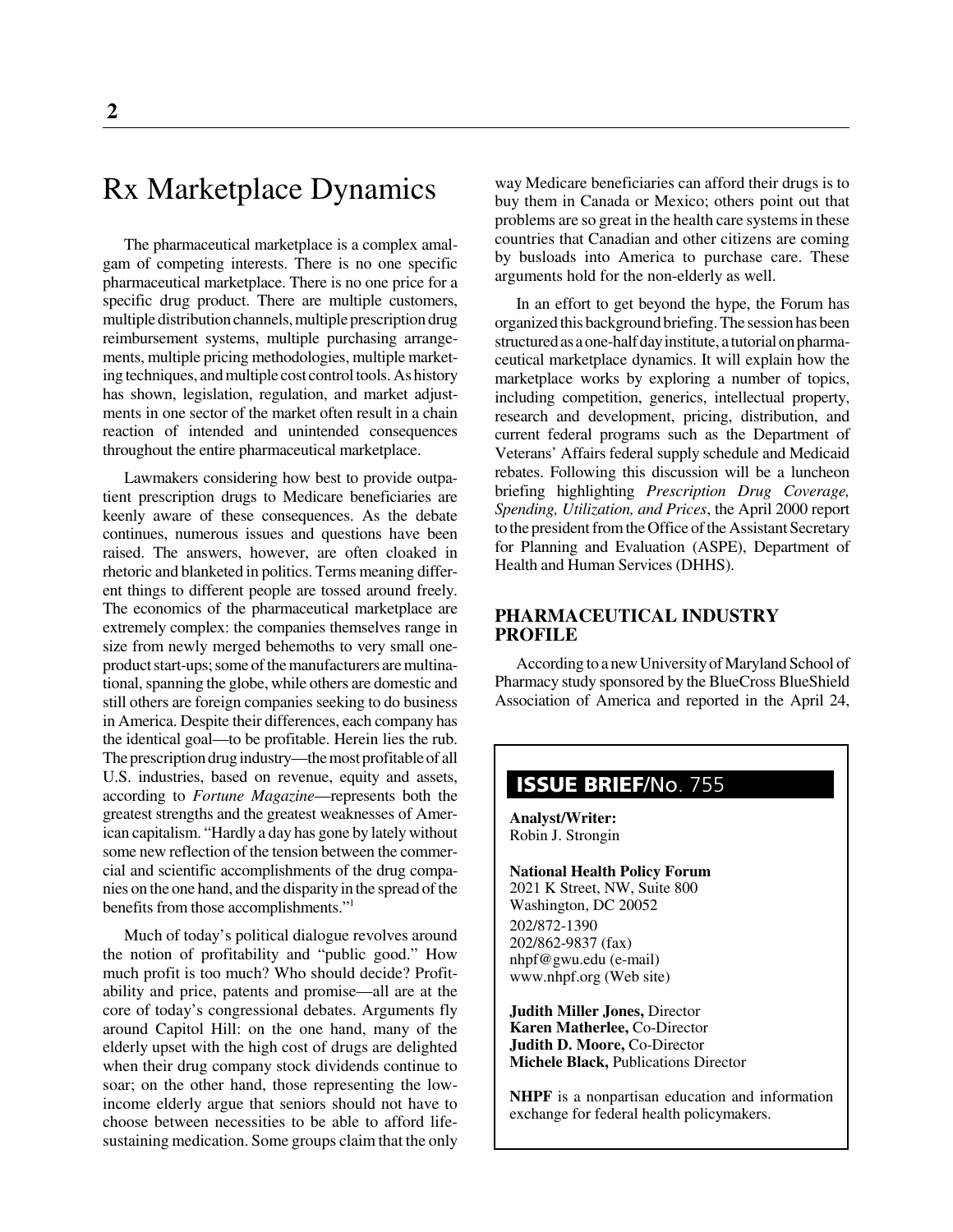# Rx Marketplace Dynamics

The pharmaceutical marketplace is a complex amalgam of competing interests. There is no one specific pharmaceutical marketplace. There is no one price for a specific drug product. There are multiple customers, multiple distribution channels, multiple prescription drug reimbursement systems, multiple purchasing arrangements, multiple pricing methodologies, multiple marketing techniques, and multiple cost control tools. As history has shown, legislation, regulation, and market adjustments in one sector of the market often result in a chain reaction of intended and unintended consequences throughout the entire pharmaceutical marketplace.

Lawmakers considering how best to provide outpatient prescription drugs to Medicare beneficiaries are keenly aware of these consequences. As the debate continues, numerous issues and questions have been raised. The answers, however, are often cloaked in rhetoric and blanketed in politics. Terms meaning different things to different people are tossed around freely. The economics of the pharmaceutical marketplace are extremely complex: the companies themselves range in size from newly merged behemoths to very small one-product start-ups; some of the manufacturers are multinational, spanning the globe, while others are domestic and still others are foreign companies seeking to do business in America. Despite their differences, each company has the identical goal—to be profitable. Herein lies the rub. The prescription drug industry—the most profitable of all U.S. industries, based on revenue, equity and assets, according to *Fortune Magazine*—represents both the greatest strengths and the greatest weaknesses of American capitalism. "Hardly a day has gone by lately without some new reflection of the tension between the commercial and scientific accomplishments of the drug companies on the one hand, and the disparity in the spread of the benefits from those accomplishments."[1]

Much of today's political dialogue revolves around the notion of profitability and "public good." How much profit is too much? Who should decide? Profitability and price, patents and promise—all are at the core of today's congressional debates. Arguments fly around Capitol Hill: on the one hand, many of the elderly upset with the high cost of drugs are delighted when their drug company stock dividends continue to soar; on the other hand, those representing the low-income elderly argue that seniors should not have to choose between necessities to be able to afford life-sustaining medication. Some groups claim that the only way Medicare beneficiaries can afford their drugs is to buy them in Canada or Mexico; others point out that problems are so great in the health care systems in these countries that Canadian and other citizens are coming by busloads into America to purchase care. These arguments hold for the non-elderly as well.

In an effort to get beyond the hype, the Forum has organized this background briefing. The session has been structured as a one-half day institute, a tutorial on pharmaceutical marketplace dynamics. It will explain how the marketplace works by exploring a number of topics, including competition, generics, intellectual property, research and development, pricing, distribution, and current federal programs such as the Department of Veterans' Affairs federal supply schedule and Medicaid rebates. Following this discussion will be a luncheon briefing highlighting *Prescription Drug Coverage, Spending, Utilization, and Prices*, the April 2000 report to the president from the Office of the Assistant Secretary for Planning and Evaluation (ASPE), Department of Health and Human Services (DHHS).

## PHARMACEUTICAL INDUSTRY PROFILE

According to a new University of Maryland School of Pharmacy study sponsored by the BlueCross BlueShield Association of America and reported in the April 24,

**ISSUE BRIEF/No. 755**

**Analyst/Writer:**
Robin J. Strongin

**National Health Policy Forum**
2021 K Street, NW, Suite 800
Washington, DC 20052
202/872-1390
202/862-9837 (fax)
nhpf@gwu.edu (e-mail)
www.nhpf.org (Web site)

**Judith Miller Jones,** Director
**Karen Matherlee,** Co-Director
**Judith D. Moore,** Co-Director
**Michele Black,** Publications Director

**NHPF** is a nonpartisan education and information exchange for federal health policymakers.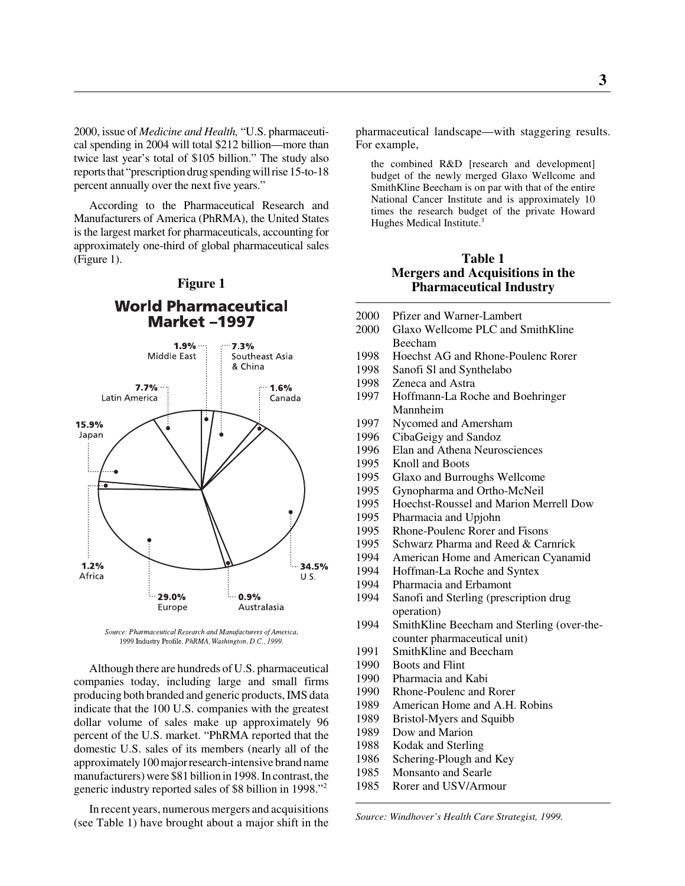2000, issue of *Medicine and Health,* "U.S. pharmaceutical spending in 2004 will total $212 billion—more than twice last year's total of $105 billion." The study also reports that "prescription drug spending will rise 15-to-18 percent annually over the next five years."

According to the Pharmaceutical Research and Manufacturers of America (PhRMA), the United States is the largest market for pharmaceuticals, accounting for approximately one-third of global pharmaceutical sales (Figure 1).

**Figure 1**

**World Pharmaceutical Market –1997**

1.9% Middle East

7.3% Southeast Asia & China

7.7% Latin America

1.6% Canada

15.9% Japan

1.2% Africa

34.5% U.S.

29.0% Europe

0.9% Australasia

*Source: Pharmaceutical Research and Manufacturers of America, 1999 Industry Profile, PhRMA, Washington, D.C., 1999.*

Although there are hundreds of U.S. pharmaceutical companies today, including large and small firms producing both branded and generic products, IMS data indicate that the 100 U.S. companies with the greatest dollar volume of sales make up approximately 96 percent of the U.S. market. "PhRMA reported that the domestic U.S. sales of its members (nearly all of the approximately 100 major research-intensive brand name manufacturers) were $81 billion in 1998. In contrast, the generic industry reported sales of $8 billion in 1998."[2]

In recent years, numerous mergers and acquisitions (see Table 1) have brought about a major shift in the pharmaceutical landscape—with staggering results. For example,

> the combined R&D [research and development] budget of the newly merged Glaxo Wellcome and SmithKline Beecham is on par with that of the entire National Cancer Institute and is approximately 10 times the research budget of the private Howard Hughes Medical Institute.[3]

**Table 1**
**Mergers and Acquisitions in the Pharmaceutical Industry**

| | |
|---|---|
| 2000 | Pfizer and Warner-Lambert |
| 2000 | Glaxo Wellcome PLC and SmithKline Beecham |
| 1998 | Hoechst AG and Rhone-Poulenc Rorer |
| 1998 | Sanofi Sl and Synthelabo |
| 1998 | Zeneca and Astra |
| 1997 | Hoffmann-La Roche and Boehringer Mannheim |
| 1997 | Nycomed and Amersham |
| 1996 | CibaGeigy and Sandoz |
| 1996 | Elan and Athena Neurosciences |
| 1995 | Knoll and Boots |
| 1995 | Glaxo and Burroughs Wellcome |
| 1995 | Gynopharma and Ortho-McNeil |
| 1995 | Hoechst-Roussel and Marion Merrell Dow |
| 1995 | Pharmacia and Upjohn |
| 1995 | Rhone-Poulenc Rorer and Fisons |
| 1995 | Schwarz Pharma and Reed & Carnrick |
| 1994 | American Home and American Cyanamid |
| 1994 | Hoffman-La Roche and Syntex |
| 1994 | Pharmacia and Erbamont |
| 1994 | Sanofi and Sterling (prescription drug operation) |
| 1994 | SmithKline Beecham and Sterling (over-the-counter pharmaceutical unit) |
| 1991 | SmithKline and Beecham |
| 1990 | Boots and Flint |
| 1990 | Pharmacia and Kabi |
| 1990 | Rhone-Poulenc and Rorer |
| 1989 | American Home and A.H. Robins |
| 1989 | Bristol-Myers and Squibb |
| 1989 | Dow and Marion |
| 1988 | Kodak and Sterling |
| 1986 | Schering-Plough and Key |
| 1985 | Monsanto and Searle |
| 1985 | Rorer and USV/Armour |

*Source: Windhover's Health Care Strategist, 1999.*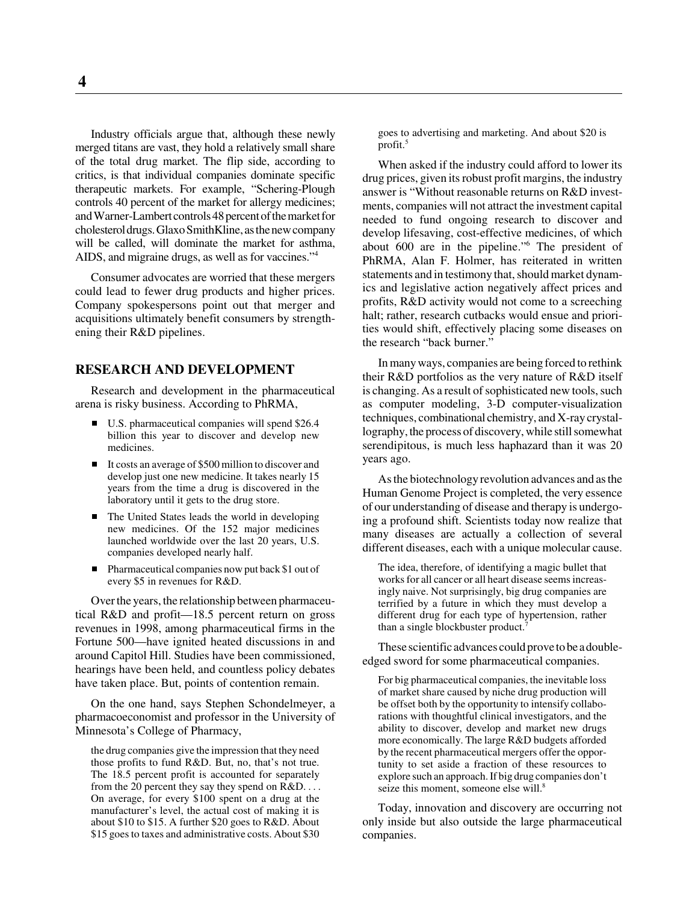Industry officials argue that, although these newly merged titans are vast, they hold a relatively small share of the total drug market. The flip side, according to critics, is that individual companies dominate specific therapeutic markets. For example, "Schering-Plough controls 40 percent of the market for allergy medicines; and Warner-Lambert controls 48 percent of the market for cholesterol drugs. Glaxo SmithKline, as the new company will be called, will dominate the market for asthma, AIDS, and migraine drugs, as well as for vaccines."[4]

Consumer advocates are worried that these mergers could lead to fewer drug products and higher prices. Company spokespersons point out that merger and acquisitions ultimately benefit consumers by strengthening their R&D pipelines.

## RESEARCH AND DEVELOPMENT

Research and development in the pharmaceutical arena is risky business. According to PhRMA,

- U.S. pharmaceutical companies will spend $26.4 billion this year to discover and develop new medicines.
- It costs an average of $500 million to discover and develop just one new medicine. It takes nearly 15 years from the time a drug is discovered in the laboratory until it gets to the drug store.
- The United States leads the world in developing new medicines. Of the 152 major medicines launched worldwide over the last 20 years, U.S. companies developed nearly half.
- Pharmaceutical companies now put back $1 out of every $5 in revenues for R&D.

Over the years, the relationship between pharmaceutical R&D and profit—18.5 percent return on gross revenues in 1998, among pharmaceutical firms in the Fortune 500—have ignited heated discussions in and around Capitol Hill. Studies have been commissioned, hearings have been held, and countless policy debates have taken place. But, points of contention remain.

On the one hand, says Stephen Schondelmeyer, a pharmacoeconomist and professor in the University of Minnesota's College of Pharmacy,

> the drug companies give the impression that they need those profits to fund R&D. But, no, that's not true. The 18.5 percent profit is accounted for separately from the 20 percent they say they spend on R&D. . . . On average, for every $100 spent on a drug at the manufacturer's level, the actual cost of making it is about $10 to $15. A further $20 goes to R&D. About $15 goes to taxes and administrative costs. About $30 goes to advertising and marketing. And about $20 is profit.[5]

When asked if the industry could afford to lower its drug prices, given its robust profit margins, the industry answer is "Without reasonable returns on R&D investments, companies will not attract the investment capital needed to fund ongoing research to discover and develop lifesaving, cost-effective medicines, of which about 600 are in the pipeline."[6] The president of PhRMA, Alan F. Holmer, has reiterated in written statements and in testimony that, should market dynamics and legislative action negatively affect prices and profits, R&D activity would not come to a screeching halt; rather, research cutbacks would ensue and priorities would shift, effectively placing some diseases on the research "back burner."

In many ways, companies are being forced to rethink their R&D portfolios as the very nature of R&D itself is changing. As a result of sophisticated new tools, such as computer modeling, 3-D computer-visualization techniques, combinational chemistry, and X-ray crystallography, the process of discovery, while still somewhat serendipitous, is much less haphazard than it was 20 years ago.

As the biotechnology revolution advances and as the Human Genome Project is completed, the very essence of our understanding of disease and therapy is undergoing a profound shift. Scientists today now realize that many diseases are actually a collection of several different diseases, each with a unique molecular cause.

> The idea, therefore, of identifying a magic bullet that works for all cancer or all heart disease seems increasingly naive. Not surprisingly, big drug companies are terrified by a future in which they must develop a different drug for each type of hypertension, rather than a single blockbuster product.[7]

These scientific advances could prove to be a double-edged sword for some pharmaceutical companies.

> For big pharmaceutical companies, the inevitable loss of market share caused by niche drug production will be offset both by the opportunity to intensify collaborations with thoughtful clinical investigators, and the ability to discover, develop and market new drugs more economically. The large R&D budgets afforded by the recent pharmaceutical mergers offer the opportunity to set aside a fraction of these resources to explore such an approach. If big drug companies don't seize this moment, someone else will.[8]

Today, innovation and discovery are occurring not only inside but also outside the large pharmaceutical companies.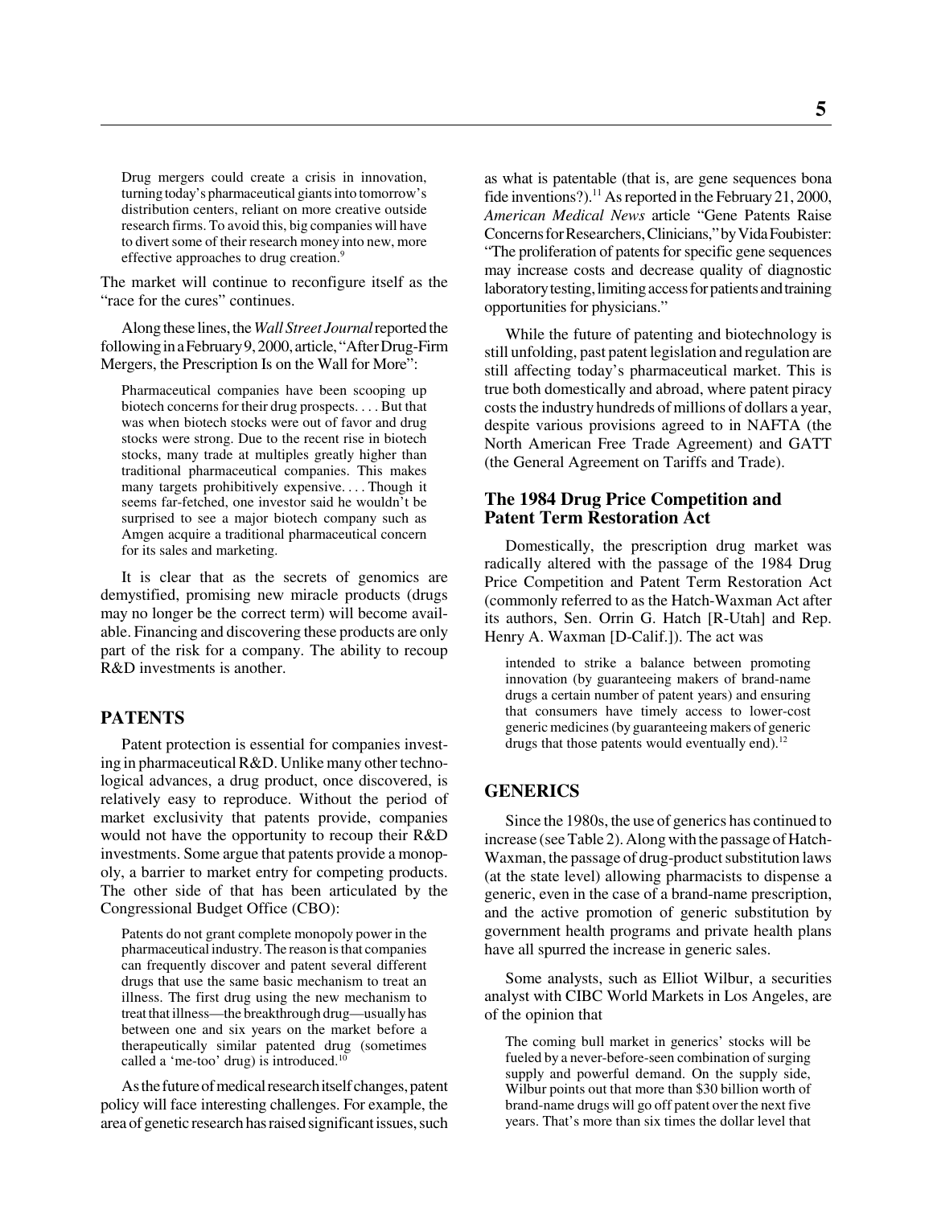> Drug mergers could create a crisis in innovation, turning today's pharmaceutical giants into tomorrow's distribution centers, reliant on more creative outside research firms. To avoid this, big companies will have to divert some of their research money into new, more effective approaches to drug creation.[9]

The market will continue to reconfigure itself as the "race for the cures" continues.

Along these lines, the *Wall Street Journal* reported the following in a February 9, 2000, article, "After Drug-Firm Mergers, the Prescription Is on the Wall for More":

> Pharmaceutical companies have been scooping up biotech concerns for their drug prospects. . . . But that was when biotech stocks were out of favor and drug stocks were strong. Due to the recent rise in biotech stocks, many trade at multiples greatly higher than traditional pharmaceutical companies. This makes many targets prohibitively expensive. . . . Though it seems far-fetched, one investor said he wouldn't be surprised to see a major biotech company such as Amgen acquire a traditional pharmaceutical concern for its sales and marketing.

It is clear that as the secrets of genomics are demystified, promising new miracle products (drugs may no longer be the correct term) will become available. Financing and discovering these products are only part of the risk for a company. The ability to recoup R&D investments is another.

## PATENTS

Patent protection is essential for companies investing in pharmaceutical R&D. Unlike many other technological advances, a drug product, once discovered, is relatively easy to reproduce. Without the period of market exclusivity that patents provide, companies would not have the opportunity to recoup their R&D investments. Some argue that patents provide a monopoly, a barrier to market entry for competing products. The other side of that has been articulated by the Congressional Budget Office (CBO):

> Patents do not grant complete monopoly power in the pharmaceutical industry. The reason is that companies can frequently discover and patent several different drugs that use the same basic mechanism to treat an illness. The first drug using the new mechanism to treat that illness—the breakthrough drug—usually has between one and six years on the market before a therapeutically similar patented drug (sometimes called a 'me-too' drug) is introduced.[10]

As the future of medical research itself changes, patent policy will face interesting challenges. For example, the area of genetic research has raised significant issues, such as what is patentable (that is, are gene sequences bona fide inventions?).[11] As reported in the February 21, 2000, *American Medical News* article "Gene Patents Raise Concerns for Researchers, Clinicians," by Vida Foubister: "The proliferation of patents for specific gene sequences may increase costs and decrease quality of diagnostic laboratory testing, limiting access for patients and training opportunities for physicians."

While the future of patenting and biotechnology is still unfolding, past patent legislation and regulation are still affecting today's pharmaceutical market. This is true both domestically and abroad, where patent piracy costs the industry hundreds of millions of dollars a year, despite various provisions agreed to in NAFTA (the North American Free Trade Agreement) and GATT (the General Agreement on Tariffs and Trade).

### The 1984 Drug Price Competition and Patent Term Restoration Act

Domestically, the prescription drug market was radically altered with the passage of the 1984 Drug Price Competition and Patent Term Restoration Act (commonly referred to as the Hatch-Waxman Act after its authors, Sen. Orrin G. Hatch [R-Utah] and Rep. Henry A. Waxman [D-Calif.]). The act was

> intended to strike a balance between promoting innovation (by guaranteeing makers of brand-name drugs a certain number of patent years) and ensuring that consumers have timely access to lower-cost generic medicines (by guaranteeing makers of generic drugs that those patents would eventually end).[12]

## GENERICS

Since the 1980s, the use of generics has continued to increase (see Table 2). Along with the passage of Hatch-Waxman, the passage of drug-product substitution laws (at the state level) allowing pharmacists to dispense a generic, even in the case of a brand-name prescription, and the active promotion of generic substitution by government health programs and private health plans have all spurred the increase in generic sales.

Some analysts, such as Elliot Wilbur, a securities analyst with CIBC World Markets in Los Angeles, are of the opinion that

> The coming bull market in generics' stocks will be fueled by a never-before-seen combination of surging supply and powerful demand. On the supply side, Wilbur points out that more than $30 billion worth of brand-name drugs will go off patent over the next five years. That's more than six times the dollar level that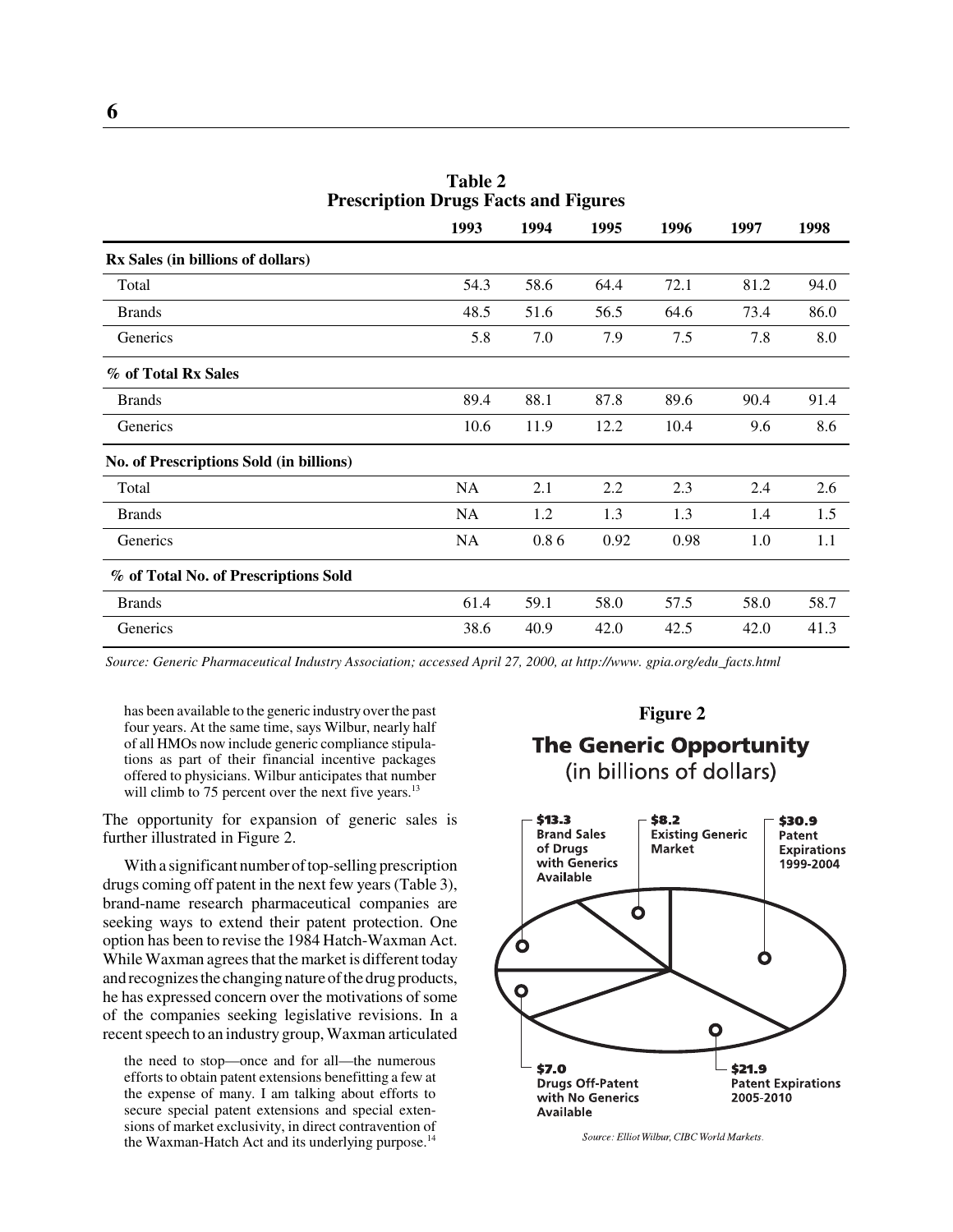**Table 2**
**Prescription Drugs Facts and Figures**

| | 1993 | 1994 | 1995 | 1996 | 1997 | 1998 |
|---|---|---|---|---|---|---|
| **Rx Sales (in billions of dollars)** | | | | | | |
| Total | 54.3 | 58.6 | 64.4 | 72.1 | 81.2 | 94.0 |
| Brands | 48.5 | 51.6 | 56.5 | 64.6 | 73.4 | 86.0 |
| Generics | 5.8 | 7.0 | 7.9 | 7.5 | 7.8 | 8.0 |
| **% of Total Rx Sales** | | | | | | |
| Brands | 89.4 | 88.1 | 87.8 | 89.6 | 90.4 | 91.4 |
| Generics | 10.6 | 11.9 | 12.2 | 10.4 | 9.6 | 8.6 |
| **No. of Prescriptions Sold (in billions)** | | | | | | |
| Total | NA | 2.1 | 2.2 | 2.3 | 2.4 | 2.6 |
| Brands | NA | 1.2 | 1.3 | 1.3 | 1.4 | 1.5 |
| Generics | NA | 0.8 6 | 0.92 | 0.98 | 1.0 | 1.1 |
| **% of Total No. of Prescriptions Sold** | | | | | | |
| Brands | 61.4 | 59.1 | 58.0 | 57.5 | 58.0 | 58.7 |
| Generics | 38.6 | 40.9 | 42.0 | 42.5 | 42.0 | 41.3 |

*Source: Generic Pharmaceutical Industry Association; accessed April 27, 2000, at http://www. gpia.org/edu_facts.html*

> has been available to the generic industry over the past four years. At the same time, says Wilbur, nearly half of all HMOs now include generic compliance stipulations as part of their financial incentive packages offered to physicians. Wilbur anticipates that number will climb to 75 percent over the next five years.[13]

The opportunity for expansion of generic sales is further illustrated in Figure 2.

With a significant number of top-selling prescription drugs coming off patent in the next few years (Table 3), brand-name research pharmaceutical companies are seeking ways to extend their patent protection. One option has been to revise the 1984 Hatch-Waxman Act. While Waxman agrees that the market is different today and recognizes the changing nature of the drug products, he has expressed concern over the motivations of some of the companies seeking legislative revisions. In a recent speech to an industry group, Waxman articulated

> the need to stop—once and for all—the numerous efforts to obtain patent extensions benefitting a few at the expense of many. I am talking about efforts to secure special patent extensions and special extensions of market exclusivity, in direct contravention of the Waxman-Hatch Act and its underlying purpose.[14]

**Figure 2**

**The Generic Opportunity**
(in billions of dollars)

$13.3
Brand Sales of Drugs with Generics Available

$8.2
Existing Generic Market

$30.9
Patent Expirations 1999-2004

$7.0
Drugs Off-Patent with No Generics Available

$21.9
Patent Expirations 2005-2010

*Source: Elliot Wilbur, CIBC World Markets.*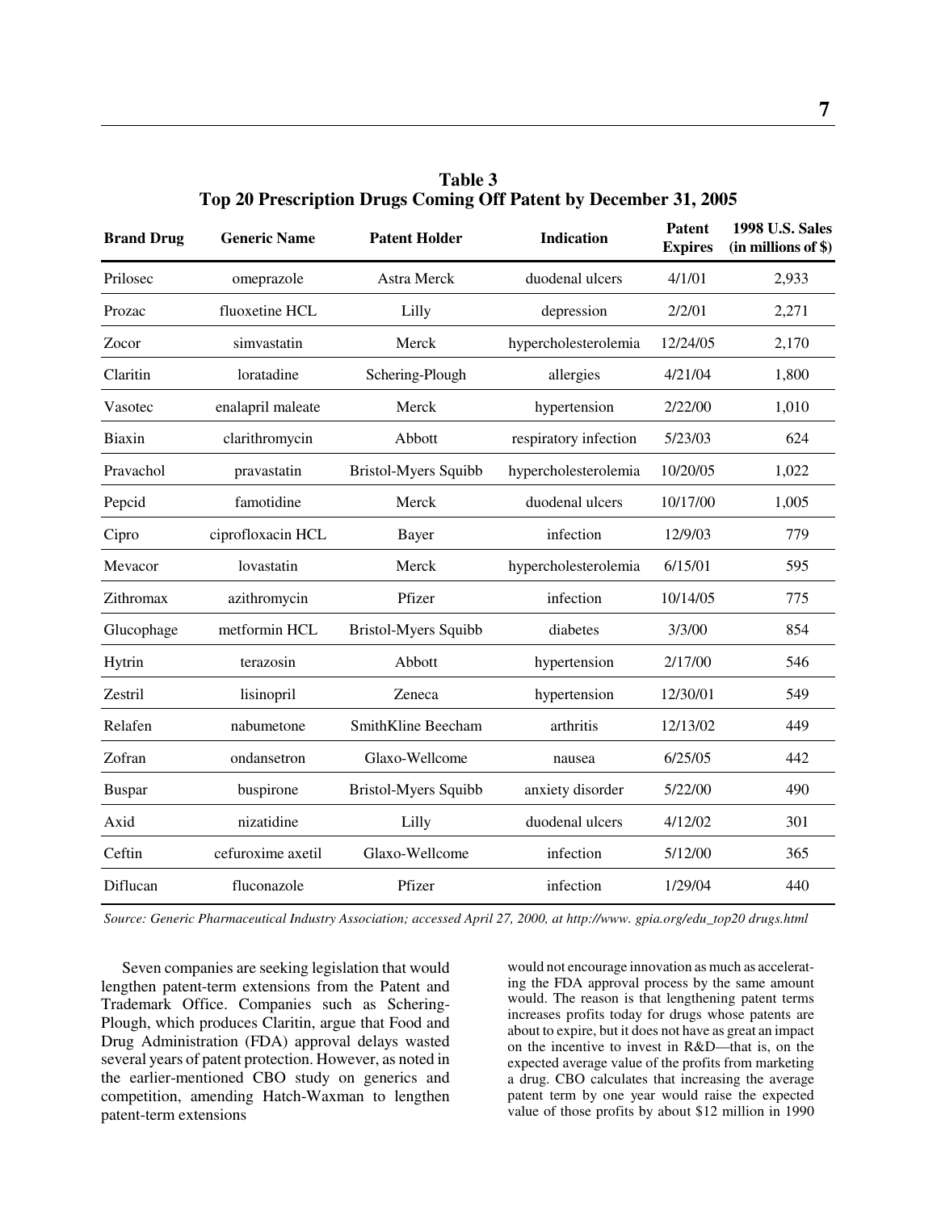**Table 3**
**Top 20 Prescription Drugs Coming Off Patent by December 31, 2005**

| Brand Drug | Generic Name | Patent Holder | Indication | Patent Expires | 1998 U.S. Sales (in millions of $) |
|---|---|---|---|---|---|
| Prilosec | omeprazole | Astra Merck | duodenal ulcers | 4/1/01 | 2,933 |
| Prozac | fluoxetine HCL | Lilly | depression | 2/2/01 | 2,271 |
| Zocor | simvastatin | Merck | hypercholesterolemia | 12/24/05 | 2,170 |
| Claritin | loratadine | Schering-Plough | allergies | 4/21/04 | 1,800 |
| Vasotec | enalapril maleate | Merck | hypertension | 2/22/00 | 1,010 |
| Biaxin | clarithromycin | Abbott | respiratory infection | 5/23/03 | 624 |
| Pravachol | pravastatin | Bristol-Myers Squibb | hypercholesterolemia | 10/20/05 | 1,022 |
| Pepcid | famotidine | Merck | duodenal ulcers | 10/17/00 | 1,005 |
| Cipro | ciprofloxacin HCL | Bayer | infection | 12/9/03 | 779 |
| Mevacor | lovastatin | Merck | hypercholesterolemia | 6/15/01 | 595 |
| Zithromax | azithromycin | Pfizer | infection | 10/14/05 | 775 |
| Glucophage | metformin HCL | Bristol-Myers Squibb | diabetes | 3/3/00 | 854 |
| Hytrin | terazosin | Abbott | hypertension | 2/17/00 | 546 |
| Zestril | lisinopril | Zeneca | hypertension | 12/30/01 | 549 |
| Relafen | nabumetone | SmithKline Beecham | arthritis | 12/13/02 | 449 |
| Zofran | ondansetron | Glaxo-Wellcome | nausea | 6/25/05 | 442 |
| Buspar | buspirone | Bristol-Myers Squibb | anxiety disorder | 5/22/00 | 490 |
| Axid | nizatidine | Lilly | duodenal ulcers | 4/12/02 | 301 |
| Ceftin | cefuroxime axetil | Glaxo-Wellcome | infection | 5/12/00 | 365 |
| Diflucan | fluconazole | Pfizer | infection | 1/29/04 | 440 |

*Source: Generic Pharmaceutical Industry Association; accessed April 27, 2000, at http://www. gpia.org/edu_top20 drugs.html*

Seven companies are seeking legislation that would lengthen patent-term extensions from the Patent and Trademark Office. Companies such as Schering-Plough, which produces Claritin, argue that Food and Drug Administration (FDA) approval delays wasted several years of patent protection. However, as noted in the earlier-mentioned CBO study on generics and competition, amending Hatch-Waxman to lengthen patent-term extensions would not encourage innovation as much as accelerating the FDA approval process by the same amount would. The reason is that lengthening patent terms increases profits today for drugs whose patents are about to expire, but it does not have as great an impact on the incentive to invest in R&D—that is, on the expected average value of the profits from marketing a drug. CBO calculates that increasing the average patent term by one year would raise the expected value of those profits by about $12 million in 1990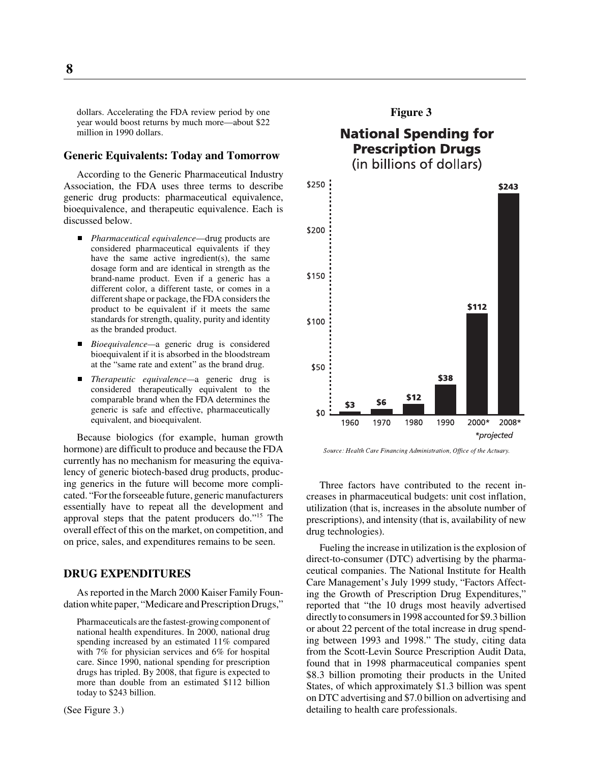dollars. Accelerating the FDA review period by one year would boost returns by much more—about $22 million in 1990 dollars.

### Generic Equivalents: Today and Tomorrow

According to the Generic Pharmaceutical Industry Association, the FDA uses three terms to describe generic drug products: pharmaceutical equivalence, bioequivalence, and therapeutic equivalence. Each is discussed below.

- *Pharmaceutical equivalence*—drug products are considered pharmaceutical equivalents if they have the same active ingredient(s), the same dosage form and are identical in strength as the brand-name product. Even if a generic has a different color, a different taste, or comes in a different shape or package, the FDA considers the product to be equivalent if it meets the same standards for strength, quality, purity and identity as the branded product.
- *Bioequivalence*—a generic drug is considered bioequivalent if it is absorbed in the bloodstream at the "same rate and extent" as the brand drug.
- *Therapeutic equivalence*—a generic drug is considered therapeutically equivalent to the comparable brand when the FDA determines the generic is safe and effective, pharmaceutically equivalent, and bioequivalent.

Because biologics (for example, human growth hormone) are difficult to produce and because the FDA currently has no mechanism for measuring the equivalency of generic biotech-based drug products, producing generics in the future will become more complicated. "For the forseeable future, generic manufacturers essentially have to repeat all the development and approval steps that the patent producers do."[15] The overall effect of this on the market, on competition, and on price, sales, and expenditures remains to be seen.

## DRUG EXPENDITURES

As reported in the March 2000 Kaiser Family Foundation white paper, "Medicare and Prescription Drugs,"

> Pharmaceuticals are the fastest-growing component of national health expenditures. In 2000, national drug spending increased by an estimated 11% compared with 7% for physician services and 6% for hospital care. Since 1990, national spending for prescription drugs has tripled. By 2008, that figure is expected to more than double from an estimated $112 billion today to $243 billion.

(See Figure 3.)

**Figure 3**

**National Spending for Prescription Drugs**
(in billions of dollars)

$250
$200
$150
$100
$50
$0

$3
$6
$12
$38
$112
$243

1960 1970 1980 1990 2000* 2008*

*projected

*Source: Health Care Financing Administration, Office of the Actuary.*

Three factors have contributed to the recent increases in pharmaceutical budgets: unit cost inflation, utilization (that is, increases in the absolute number of prescriptions), and intensity (that is, availability of new drug technologies).

Fueling the increase in utilization is the explosion of direct-to-consumer (DTC) advertising by the pharmaceutical companies. The National Institute for Health Care Management's July 1999 study, "Factors Affecting the Growth of Prescription Drug Expenditures," reported that "the 10 drugs most heavily advertised directly to consumers in 1998 accounted for $9.3 billion or about 22 percent of the total increase in drug spending between 1993 and 1998." The study, citing data from the Scott-Levin Source Prescription Audit Data, found that in 1998 pharmaceutical companies spent $8.3 billion promoting their products in the United States, of which approximately $1.3 billion was spent on DTC advertising and $7.0 billion on advertising and detailing to health care professionals.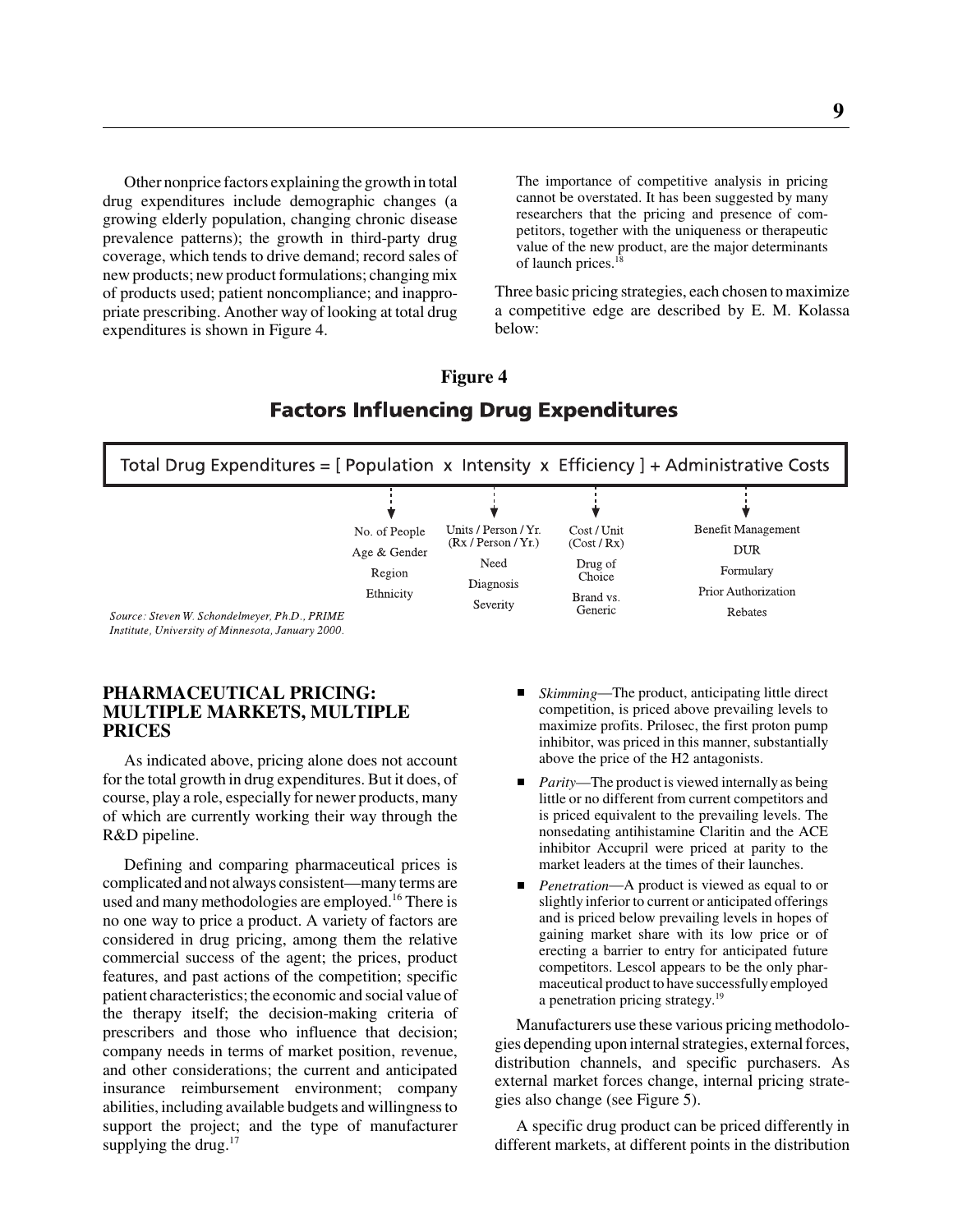Other nonprice factors explaining the growth in total drug expenditures include demographic changes (a growing elderly population, changing chronic disease prevalence patterns); the growth in third-party drug coverage, which tends to drive demand; record sales of new products; new product formulations; changing mix of products used; patient noncompliance; and inappropriate prescribing. Another way of looking at total drug expenditures is shown in Figure 4.

> The importance of competitive analysis in pricing cannot be overstated. It has been suggested by many researchers that the pricing and presence of competitors, together with the uniqueness or therapeutic value of the new product, are the major determinants of launch prices.[18]

Three basic pricing strategies, each chosen to maximize a competitive edge are described by E. M. Kolassa below:

**Figure 4**

### Factors Influencing Drug Expenditures

Total Drug Expenditures = [ Population x Intensity x Efficiency ] + Administrative Costs

Population: No. of People, Age & Gender, Region, Ethnicity

Intensity: Units / Person / Yr. (Rx / Person / Yr.), Need, Diagnosis, Severity

Efficiency: Cost / Unit (Cost / Rx), Drug of Choice, Brand vs. Generic

Administrative Costs: Benefit Management, DUR, Formulary, Prior Authorization, Rebates

*Source: Steven W. Schondelmeyer, Ph.D., PRIME Institute, University of Minnesota, January 2000.*

## PHARMACEUTICAL PRICING: MULTIPLE MARKETS, MULTIPLE PRICES

As indicated above, pricing alone does not account for the total growth in drug expenditures. But it does, of course, play a role, especially for newer products, many of which are currently working their way through the R&D pipeline.

Defining and comparing pharmaceutical prices is complicated and not always consistent—many terms are used and many methodologies are employed.[16] There is no one way to price a product. A variety of factors are considered in drug pricing, among them the relative commercial success of the agent; the prices, product features, and past actions of the competition; specific patient characteristics; the economic and social value of the therapy itself; the decision-making criteria of prescribers and those who influence that decision; company needs in terms of market position, revenue, and other considerations; the current and anticipated insurance reimbursement environment; company abilities, including available budgets and willingness to support the project; and the type of manufacturer supplying the drug.[17]

- *Skimming*—The product, anticipating little direct competition, is priced above prevailing levels to maximize profits. Prilosec, the first proton pump inhibitor, was priced in this manner, substantially above the price of the H2 antagonists.
- *Parity*—The product is viewed internally as being little or no different from current competitors and is priced equivalent to the prevailing levels. The nonsedating antihistamine Claritin and the ACE inhibitor Accupril were priced at parity to the market leaders at the times of their launches.
- *Penetration*—A product is viewed as equal to or slightly inferior to current or anticipated offerings and is priced below prevailing levels in hopes of gaining market share with its low price or of erecting a barrier to entry for anticipated future competitors. Lescol appears to be the only pharmaceutical product to have successfully employed a penetration pricing strategy.[19]

Manufacturers use these various pricing methodologies depending upon internal strategies, external forces, distribution channels, and specific purchasers. As external market forces change, internal pricing strategies also change (see Figure 5).

A specific drug product can be priced differently in different markets, at different points in the distribution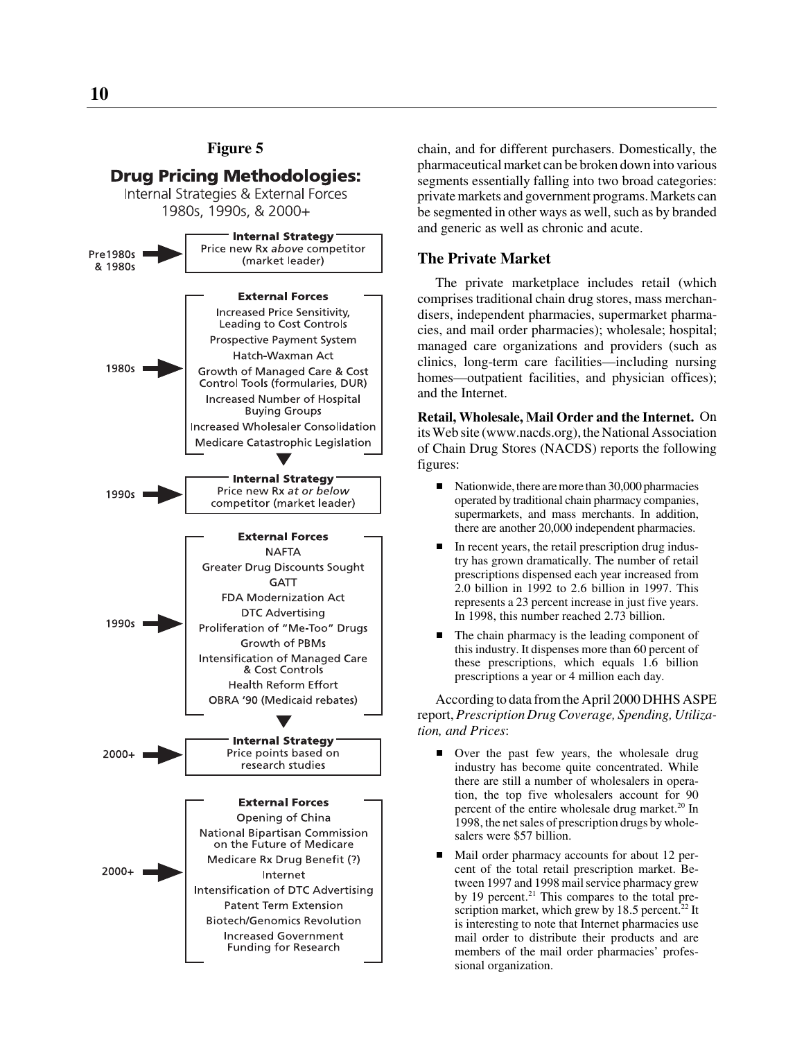**Figure 5**

**Drug Pricing Methodologies:**
Internal Strategies & External Forces
1980s, 1990s, & 2000+

Pre1980s & 1980s

**Internal Strategy**
Price new Rx *above* competitor (market leader)

1980s

**External Forces**
Increased Price Sensitivity, Leading to Cost Controls
Prospective Payment System
Hatch-Waxman Act
Growth of Managed Care & Cost Control Tools (formularies, DUR)
Increased Number of Hospital Buying Groups
Increased Wholesaler Consolidation
Medicare Catastrophic Legislation

1990s

**Internal Strategy**
Price new Rx *at or below* competitor (market leader)

1990s

**External Forces**
NAFTA
Greater Drug Discounts Sought
GATT
FDA Modernization Act
DTC Advertising
Proliferation of "Me-Too" Drugs
Growth of PBMs
Intensification of Managed Care & Cost Controls
Health Reform Effort
OBRA '90 (Medicaid rebates)

2000+

**Internal Strategy**
Price points based on research studies

2000+

**External Forces**
Opening of China
National Bipartisan Commission on the Future of Medicare
Medicare Rx Drug Benefit (?)
Internet
Intensification of DTC Advertising
Patent Term Extension
Biotech/Genomics Revolution
Increased Government Funding for Research

chain, and for different purchasers. Domestically, the pharmaceutical market can be broken down into various segments essentially falling into two broad categories: private markets and government programs. Markets can be segmented in other ways as well, such as by branded and generic as well as chronic and acute.

## The Private Market

The private marketplace includes retail (which comprises traditional chain drug stores, mass merchandisers, independent pharmacies, supermarket pharmacies, and mail order pharmacies); wholesale; hospital; managed care organizations and providers (such as clinics, long-term care facilities—including nursing homes—outpatient facilities, and physician offices); and the Internet.

**Retail, Wholesale, Mail Order and the Internet.** On its Web site (www.nacds.org), the National Association of Chain Drug Stores (NACDS) reports the following figures:

- Nationwide, there are more than 30,000 pharmacies operated by traditional chain pharmacy companies, supermarkets, and mass merchants. In addition, there are another 20,000 independent pharmacies.
- In recent years, the retail prescription drug industry has grown dramatically. The number of retail prescriptions dispensed each year increased from 2.0 billion in 1992 to 2.6 billion in 1997. This represents a 23 percent increase in just five years. In 1998, this number reached 2.73 billion.
- The chain pharmacy is the leading component of this industry. It dispenses more than 60 percent of these prescriptions, which equals 1.6 billion prescriptions a year or 4 million each day.

According to data from the April 2000 DHHS ASPE report, *Prescription Drug Coverage, Spending, Utilization, and Prices*:

- Over the past few years, the wholesale drug industry has become quite concentrated. While there are still a number of wholesalers in operation, the top five wholesalers account for 90 percent of the entire wholesale drug market.[20] In 1998, the net sales of prescription drugs by wholesalers were $57 billion.
- Mail order pharmacy accounts for about 12 percent of the total retail prescription market. Between 1997 and 1998 mail service pharmacy grew by 19 percent.[21] This compares to the total prescription market, which grew by 18.5 percent.[22] It is interesting to note that Internet pharmacies use mail order to distribute their products and are members of the mail order pharmacies' professional organization.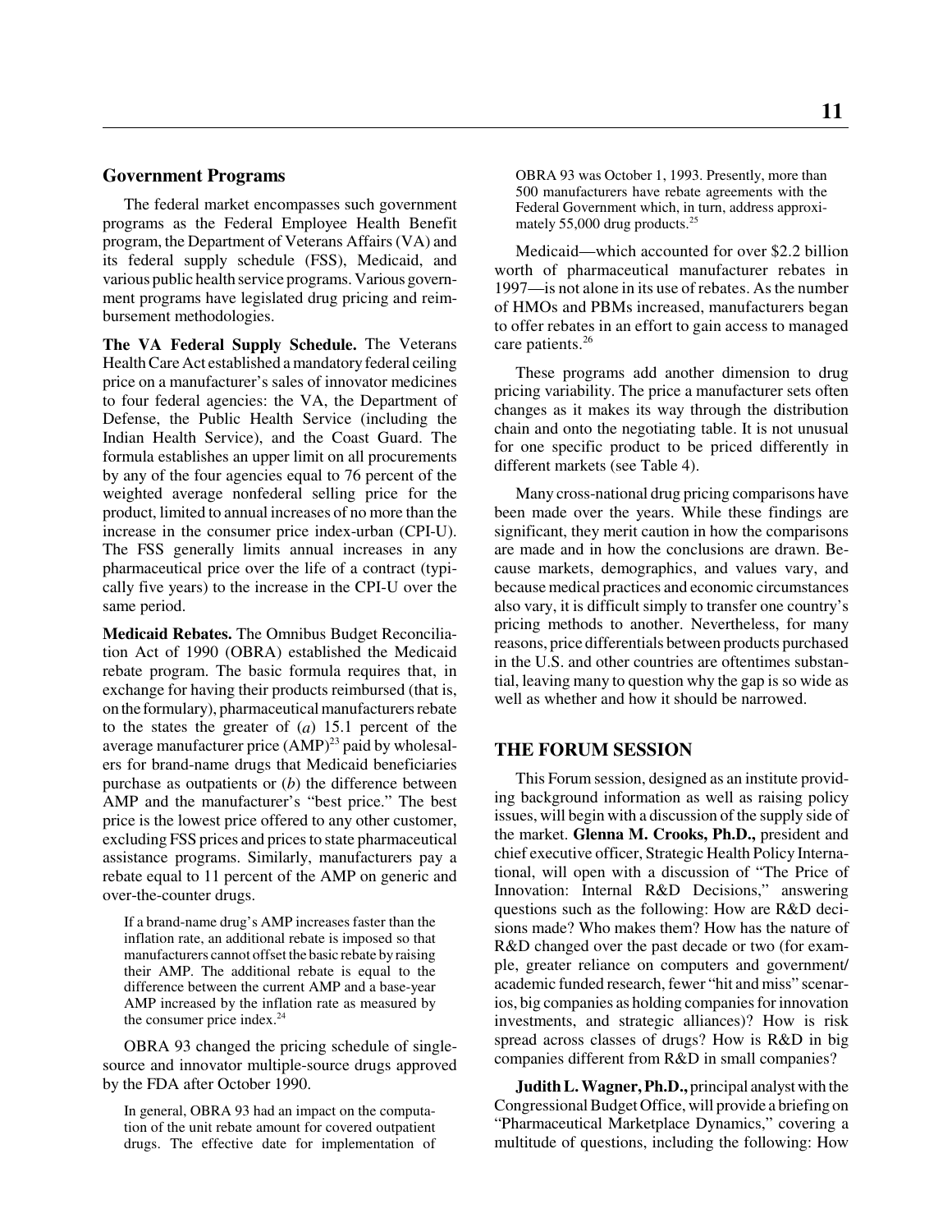## Government Programs

The federal market encompasses such government programs as the Federal Employee Health Benefit program, the Department of Veterans Affairs (VA) and its federal supply schedule (FSS), Medicaid, and various public health service programs. Various government programs have legislated drug pricing and reimbursement methodologies.

**The VA Federal Supply Schedule.** The Veterans Health Care Act established a mandatory federal ceiling price on a manufacturer's sales of innovator medicines to four federal agencies: the VA, the Department of Defense, the Public Health Service (including the Indian Health Service), and the Coast Guard. The formula establishes an upper limit on all procurements by any of the four agencies equal to 76 percent of the weighted average nonfederal selling price for the product, limited to annual increases of no more than the increase in the consumer price index-urban (CPI-U). The FSS generally limits annual increases in any pharmaceutical price over the life of a contract (typically five years) to the increase in the CPI-U over the same period.

**Medicaid Rebates.** The Omnibus Budget Reconciliation Act of 1990 (OBRA) established the Medicaid rebate program. The basic formula requires that, in exchange for having their products reimbursed (that is, on the formulary), pharmaceutical manufacturers rebate to the states the greater of (*a*) 15.1 percent of the average manufacturer price (AMP)[23] paid by wholesalers for brand-name drugs that Medicaid beneficiaries purchase as outpatients or (*b*) the difference between AMP and the manufacturer's "best price." The best price is the lowest price offered to any other customer, excluding FSS prices and prices to state pharmaceutical assistance programs. Similarly, manufacturers pay a rebate equal to 11 percent of the AMP on generic and over-the-counter drugs.

> If a brand-name drug's AMP increases faster than the inflation rate, an additional rebate is imposed so that manufacturers cannot offset the basic rebate by raising their AMP. The additional rebate is equal to the difference between the current AMP and a base-year AMP increased by the inflation rate as measured by the consumer price index.[24]

OBRA 93 changed the pricing schedule of single-source and innovator multiple-source drugs approved by the FDA after October 1990.

> In general, OBRA 93 had an impact on the computation of the unit rebate amount for covered outpatient drugs. The effective date for implementation of OBRA 93 was October 1, 1993. Presently, more than 500 manufacturers have rebate agreements with the Federal Government which, in turn, address approximately 55,000 drug products.[25]

Medicaid—which accounted for over $2.2 billion worth of pharmaceutical manufacturer rebates in 1997—is not alone in its use of rebates. As the number of HMOs and PBMs increased, manufacturers began to offer rebates in an effort to gain access to managed care patients.[26]

These programs add another dimension to drug pricing variability. The price a manufacturer sets often changes as it makes its way through the distribution chain and onto the negotiating table. It is not unusual for one specific product to be priced differently in different markets (see Table 4).

Many cross-national drug pricing comparisons have been made over the years. While these findings are significant, they merit caution in how the comparisons are made and in how the conclusions are drawn. Because markets, demographics, and values vary, and because medical practices and economic circumstances also vary, it is difficult simply to transfer one country's pricing methods to another. Nevertheless, for many reasons, price differentials between products purchased in the U.S. and other countries are oftentimes substantial, leaving many to question why the gap is so wide as well as whether and how it should be narrowed.

## THE FORUM SESSION

This Forum session, designed as an institute providing background information as well as raising policy issues, will begin with a discussion of the supply side of the market. **Glenna M. Crooks, Ph.D.,** president and chief executive officer, Strategic Health Policy International, will open with a discussion of "The Price of Innovation: Internal R&D Decisions," answering questions such as the following: How are R&D decisions made? Who makes them? How has the nature of R&D changed over the past decade or two (for example, greater reliance on computers and government/academic funded research, fewer "hit and miss" scenarios, big companies as holding companies for innovation investments, and strategic alliances)? How is risk spread across classes of drugs? How is R&D in big companies different from R&D in small companies?

**Judith L. Wagner, Ph.D.,** principal analyst with the Congressional Budget Office, will provide a briefing on "Pharmaceutical Marketplace Dynamics," covering a multitude of questions, including the following: How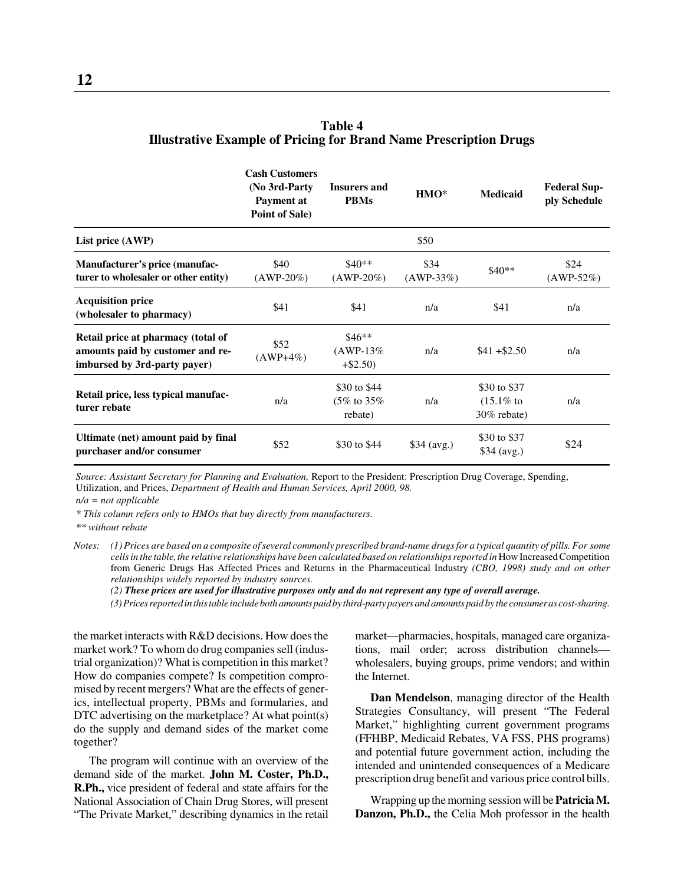## Table 4
## Illustrative Example of Pricing for Brand Name Prescription Drugs

| | Cash Customers (No 3rd-Party Payment at Point of Sale) | Insurers and PBMs | HMO* | Medicaid | Federal Supply Schedule |
|---|---|---|---|---|---|
| **List price (AWP)** | | | $50 | | |
| **Manufacturer's price (manufacturer to wholesaler or other entity)** | $40 (AWP-20%) | $40** (AWP-20%) | $34 (AWP-33%) | $40** | $24 (AWP-52%) |
| **Acquisition price (wholesaler to pharmacy)** | $41 | $41 | n/a | $41 | n/a |
| **Retail price at pharmacy (total of amounts paid by customer and reimbursed by 3rd-party payer)** | $52 (AWP+4%) | $46** (AWP-13% +$2.50) | n/a | $41 +$2.50 | n/a |
| **Retail price, less typical manufacturer rebate** | n/a | $30 to $44 (5% to 35% rebate) | n/a | $30 to $37 (15.1% to 30% rebate) | n/a |
| **Ultimate (net) amount paid by final purchaser and/or consumer** | $52 | $30 to $44 | $34 (avg.) | $30 to $37 $34 (avg.) | $24 |

*Source: Assistant Secretary for Planning and Evaluation,* Report to the President: Prescription Drug Coverage, Spending, Utilization, and Prices, *Department of Health and Human Services, April 2000, 98.*

*n/a = not applicable*

*\* This column refers only to HMOs that buy directly from manufacturers.*

*\*\* without rebate*

Notes: *(1) Prices are based on a composite of several commonly prescribed brand-name drugs for a typical quantity of pills. For some cells in the table, the relative relationships have been calculated based on relationships reported in* How Increased Competition from Generic Drugs Has Affected Prices and Returns in the Pharmaceutical Industry *(CBO, 1998) study and on other relationships widely reported by industry sources.*

*(2)* ***These prices are used for illustrative purposes only and do not represent any type of overall average.***

*(3) Prices reported in this table include both amounts paid by third-party payers and amounts paid by the consumer as cost-sharing.*

the market interacts with R&D decisions. How does the market work? To whom do drug companies sell (industrial organization)? What is competition in this market? How do companies compete? Is competition compromised by recent mergers? What are the effects of generics, intellectual property, PBMs and formularies, and DTC advertising on the marketplace? At what point(s) do the supply and demand sides of the market come together?

The program will continue with an overview of the demand side of the market. **John M. Coster, Ph.D., R.Ph.,** vice president of federal and state affairs for the National Association of Chain Drug Stores, will present "The Private Market," describing dynamics in the retail market—pharmacies, hospitals, managed care organizations, mail order; across distribution channels—wholesalers, buying groups, prime vendors; and within the Internet.

**Dan Mendelson**, managing director of the Health Strategies Consultancy, will present "The Federal Market," highlighting current government programs (FFHBP, Medicaid Rebates, VA FSS, PHS programs) and potential future government action, including the intended and unintended consequences of a Medicare prescription drug benefit and various price control bills.

Wrapping up the morning session will be **Patricia M. Danzon, Ph.D.,** the Celia Moh professor in the health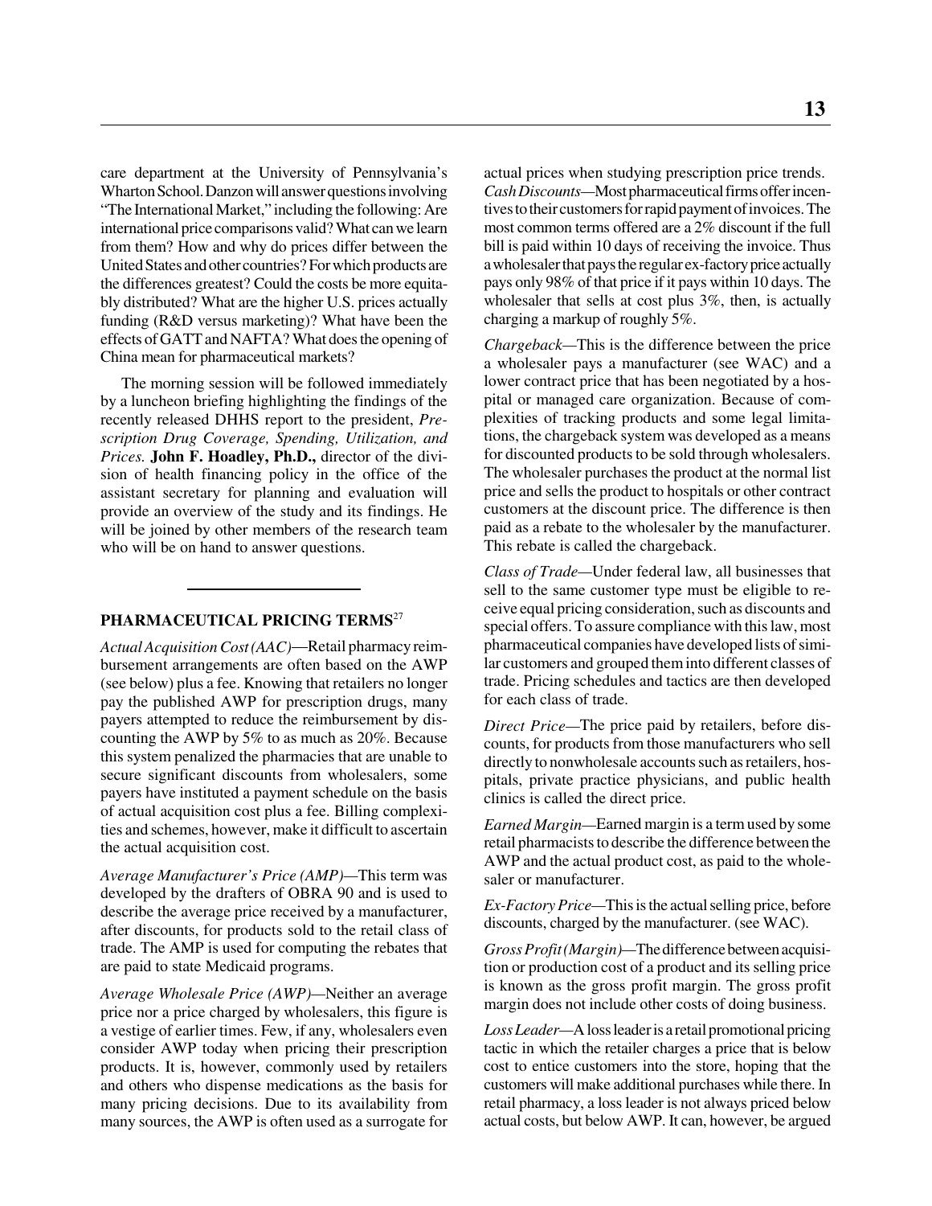care department at the University of Pennsylvania's Wharton School. Danzon will answer questions involving "The International Market," including the following: Are international price comparisons valid? What can we learn from them? How and why do prices differ between the United States and other countries? For which products are the differences greatest? Could the costs be more equitably distributed? What are the higher U.S. prices actually funding (R&D versus marketing)? What have been the effects of GATT and NAFTA? What does the opening of China mean for pharmaceutical markets?

The morning session will be followed immediately by a luncheon briefing highlighting the findings of the recently released DHHS report to the president, *Prescription Drug Coverage, Spending, Utilization, and Prices.* **John F. Hoadley, Ph.D.,** director of the division of health financing policy in the office of the assistant secretary for planning and evaluation will provide an overview of the study and its findings. He will be joined by other members of the research team who will be on hand to answer questions.

## PHARMACEUTICAL PRICING TERMS[27]

*Actual Acquisition Cost (AAC)*—Retail pharmacy reimbursement arrangements are often based on the AWP (see below) plus a fee. Knowing that retailers no longer pay the published AWP for prescription drugs, many payers attempted to reduce the reimbursement by discounting the AWP by 5% to as much as 20%. Because this system penalized the pharmacies that are unable to secure significant discounts from wholesalers, some payers have instituted a payment schedule on the basis of actual acquisition cost plus a fee. Billing complexities and schemes, however, make it difficult to ascertain the actual acquisition cost.

*Average Manufacturer's Price (AMP)*—This term was developed by the drafters of OBRA 90 and is used to describe the average price received by a manufacturer, after discounts, for products sold to the retail class of trade. The AMP is used for computing the rebates that are paid to state Medicaid programs.

*Average Wholesale Price (AWP)*—Neither an average price nor a price charged by wholesalers, this figure is a vestige of earlier times. Few, if any, wholesalers even consider AWP today when pricing their prescription products. It is, however, commonly used by retailers and others who dispense medications as the basis for many pricing decisions. Due to its availability from many sources, the AWP is often used as a surrogate for actual prices when studying prescription price trends.

*Cash Discounts*—Most pharmaceutical firms offer incentives to their customers for rapid payment of invoices. The most common terms offered are a 2% discount if the full bill is paid within 10 days of receiving the invoice. Thus a wholesaler that pays the regular ex-factory price actually pays only 98% of that price if it pays within 10 days. The wholesaler that sells at cost plus 3%, then, is actually charging a markup of roughly 5%.

*Chargeback*—This is the difference between the price a wholesaler pays a manufacturer (see WAC) and a lower contract price that has been negotiated by a hospital or managed care organization. Because of complexities of tracking products and some legal limitations, the chargeback system was developed as a means for discounted products to be sold through wholesalers. The wholesaler purchases the product at the normal list price and sells the product to hospitals or other contract customers at the discount price. The difference is then paid as a rebate to the wholesaler by the manufacturer. This rebate is called the chargeback.

*Class of Trade*—Under federal law, all businesses that sell to the same customer type must be eligible to receive equal pricing consideration, such as discounts and special offers. To assure compliance with this law, most pharmaceutical companies have developed lists of similar customers and grouped them into different classes of trade. Pricing schedules and tactics are then developed for each class of trade.

*Direct Price*—The price paid by retailers, before discounts, for products from those manufacturers who sell directly to nonwholesale accounts such as retailers, hospitals, private practice physicians, and public health clinics is called the direct price.

*Earned Margin*—Earned margin is a term used by some retail pharmacists to describe the difference between the AWP and the actual product cost, as paid to the wholesaler or manufacturer.

*Ex-Factory Price*—This is the actual selling price, before discounts, charged by the manufacturer. (see WAC).

*Gross Profit (Margin)*—The difference between acquisition or production cost of a product and its selling price is known as the gross profit margin. The gross profit margin does not include other costs of doing business.

*Loss Leader*—A loss leader is a retail promotional pricing tactic in which the retailer charges a price that is below cost to entice customers into the store, hoping that the customers will make additional purchases while there. In retail pharmacy, a loss leader is not always priced below actual costs, but below AWP. It can, however, be argued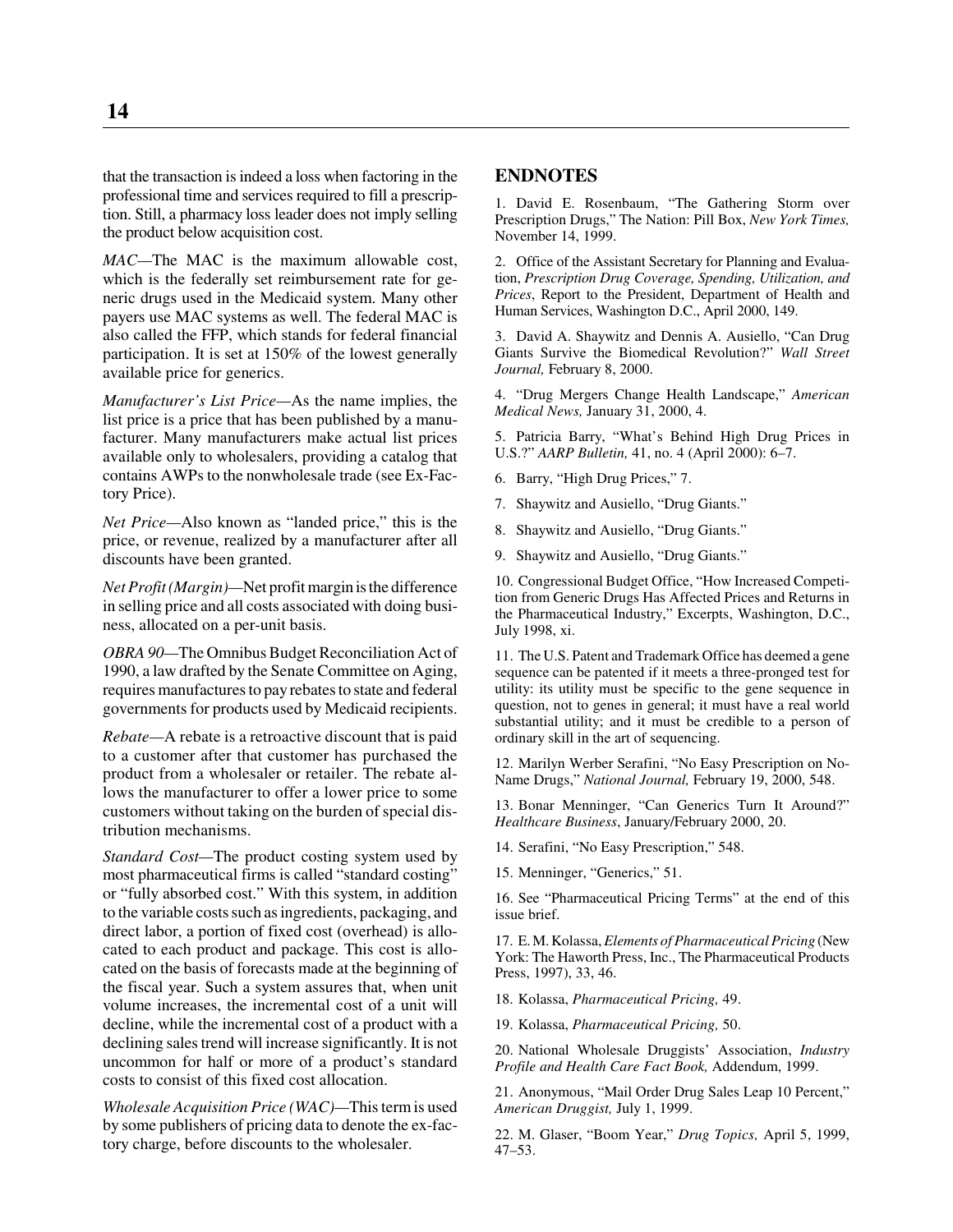that the transaction is indeed a loss when factoring in the professional time and services required to fill a prescription. Still, a pharmacy loss leader does not imply selling the product below acquisition cost.

*MAC*—The MAC is the maximum allowable cost, which is the federally set reimbursement rate for generic drugs used in the Medicaid system. Many other payers use MAC systems as well. The federal MAC is also called the FFP, which stands for federal financial participation. It is set at 150% of the lowest generally available price for generics.

*Manufacturer's List Price*—As the name implies, the list price is a price that has been published by a manufacturer. Many manufacturers make actual list prices available only to wholesalers, providing a catalog that contains AWPs to the nonwholesale trade (see Ex-Factory Price).

*Net Price*—Also known as "landed price," this is the price, or revenue, realized by a manufacturer after all discounts have been granted.

*Net Profit (Margin)*—Net profit margin is the difference in selling price and all costs associated with doing business, allocated on a per-unit basis.

*OBRA 90*—The Omnibus Budget Reconciliation Act of 1990, a law drafted by the Senate Committee on Aging, requires manufactures to pay rebates to state and federal governments for products used by Medicaid recipients.

*Rebate*—A rebate is a retroactive discount that is paid to a customer after that customer has purchased the product from a wholesaler or retailer. The rebate allows the manufacturer to offer a lower price to some customers without taking on the burden of special distribution mechanisms.

*Standard Cost*—The product costing system used by most pharmaceutical firms is called "standard costing" or "fully absorbed cost." With this system, in addition to the variable costs such as ingredients, packaging, and direct labor, a portion of fixed cost (overhead) is allocated to each product and package. This cost is allocated on the basis of forecasts made at the beginning of the fiscal year. Such a system assures that, when unit volume increases, the incremental cost of a unit will decline, while the incremental cost of a product with a declining sales trend will increase significantly. It is not uncommon for half or more of a product's standard costs to consist of this fixed cost allocation.

*Wholesale Acquisition Price (WAC)*—This term is used by some publishers of pricing data to denote the ex-factory charge, before discounts to the wholesaler.

## ENDNOTES

1. David E. Rosenbaum, "The Gathering Storm over Prescription Drugs," The Nation: Pill Box, *New York Times,* November 14, 1999.

2. Office of the Assistant Secretary for Planning and Evaluation, *Prescription Drug Coverage, Spending, Utilization, and Prices*, Report to the President, Department of Health and Human Services, Washington D.C., April 2000, 149.

3. David A. Shaywitz and Dennis A. Ausiello, "Can Drug Giants Survive the Biomedical Revolution?" *Wall Street Journal,* February 8, 2000.

4. "Drug Mergers Change Health Landscape," *American Medical News,* January 31, 2000, 4.

5. Patricia Barry, "What's Behind High Drug Prices in U.S.?" *AARP Bulletin,* 41, no. 4 (April 2000): 6–7.

6. Barry, "High Drug Prices," 7.

7. Shaywitz and Ausiello, "Drug Giants."

8. Shaywitz and Ausiello, "Drug Giants."

9. Shaywitz and Ausiello, "Drug Giants."

10. Congressional Budget Office, "How Increased Competition from Generic Drugs Has Affected Prices and Returns in the Pharmaceutical Industry," Excerpts, Washington, D.C., July 1998, xi.

11. The U.S. Patent and Trademark Office has deemed a gene sequence can be patented if it meets a three-pronged test for utility: its utility must be specific to the gene sequence in question, not to genes in general; it must have a real world substantial utility; and it must be credible to a person of ordinary skill in the art of sequencing.

12. Marilyn Werber Serafini, "No Easy Prescription on No-Name Drugs," *National Journal,* February 19, 2000, 548.

13. Bonar Menninger, "Can Generics Turn It Around?" *Healthcare Business*, January/February 2000, 20.

14. Serafini, "No Easy Prescription," 548.

15. Menninger, "Generics," 51.

16. See "Pharmaceutical Pricing Terms" at the end of this issue brief.

17. E. M. Kolassa, *Elements of Pharmaceutical Pricing* (New York: The Haworth Press, Inc., The Pharmaceutical Products Press, 1997), 33, 46.

18. Kolassa, *Pharmaceutical Pricing,* 49.

19. Kolassa, *Pharmaceutical Pricing,* 50.

20. National Wholesale Druggists' Association, *Industry Profile and Health Care Fact Book,* Addendum, 1999.

21. Anonymous, "Mail Order Drug Sales Leap 10 Percent," *American Druggist,* July 1, 1999.

22. M. Glaser, "Boom Year," *Drug Topics,* April 5, 1999, 47–53.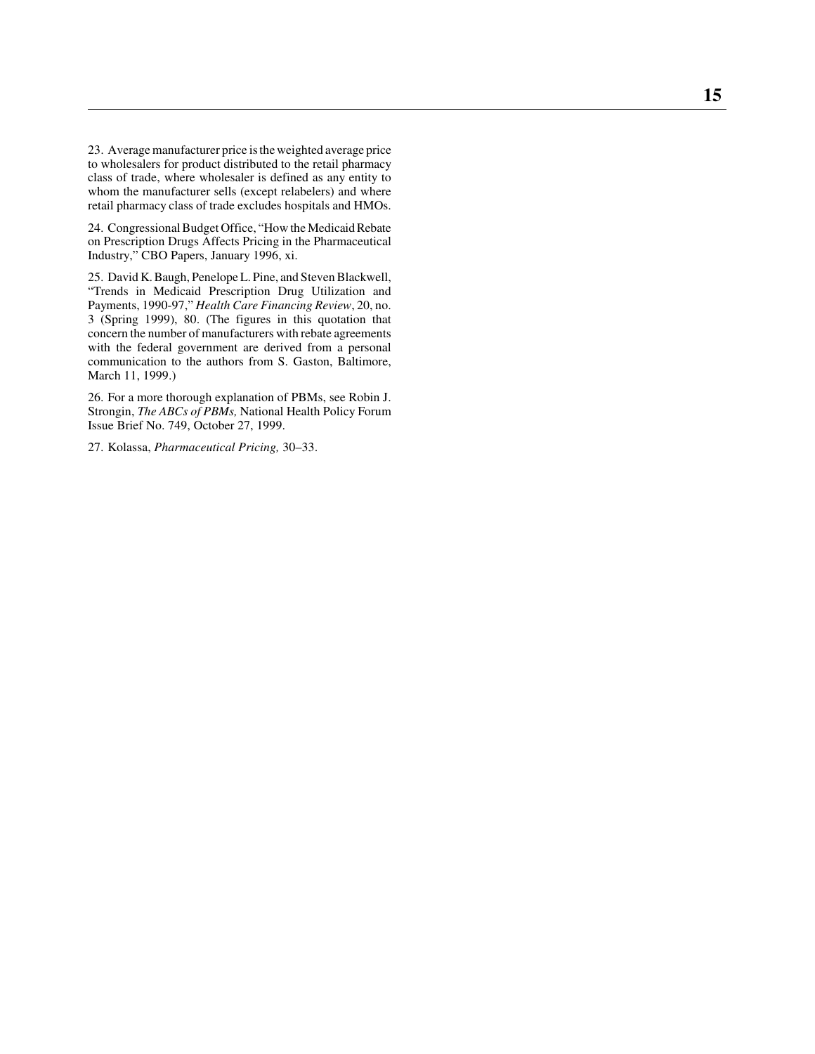23. Average manufacturer price is the weighted average price to wholesalers for product distributed to the retail pharmacy class of trade, where wholesaler is defined as any entity to whom the manufacturer sells (except relabelers) and where retail pharmacy class of trade excludes hospitals and HMOs.

24. Congressional Budget Office, "How the Medicaid Rebate on Prescription Drugs Affects Pricing in the Pharmaceutical Industry," CBO Papers, January 1996, xi.

25. David K. Baugh, Penelope L. Pine, and Steven Blackwell, "Trends in Medicaid Prescription Drug Utilization and Payments, 1990-97," *Health Care Financing Review*, 20, no. 3 (Spring 1999), 80. (The figures in this quotation that concern the number of manufacturers with rebate agreements with the federal government are derived from a personal communication to the authors from S. Gaston, Baltimore, March 11, 1999.)

26. For a more thorough explanation of PBMs, see Robin J. Strongin, *The ABCs of PBMs,* National Health Policy Forum Issue Brief No. 749, October 27, 1999.

27. Kolassa, *Pharmaceutical Pricing,* 30–33.